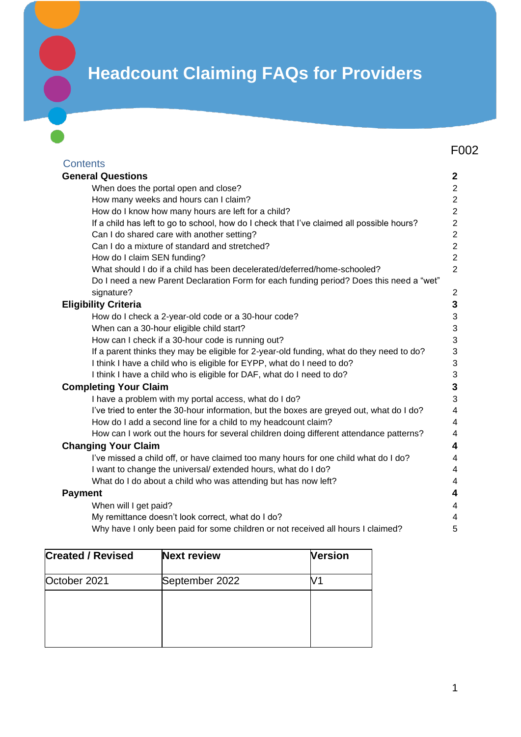# Headcount Claiming FAQs for Providers

F002

## Contents

**General Questions** **2**

- When does the portal open and close? 2
- How many weeks and hours can I claim? 2
- How do I know how many hours are left for a child? 2
- If a child has left to go to school, how do I check that I've claimed all possible hours? 2
- Can I do shared care with another setting? 2
- Can I do a mixture of standard and stretched? 2
- How do I claim SEN funding? 2
- What should I do if a child has been decelerated/deferred/home-schooled? 2
- Do I need a new Parent Declaration Form for each funding period? Does this need a "wet" signature? 2

**Eligibility Criteria** **3**

- How do I check a 2-year-old code or a 30-hour code? 3
- When can a 30-hour eligible child start? 3
- How can I check if a 30-hour code is running out? 3
- If a parent thinks they may be eligible for 2-year-old funding, what do they need to do? 3
- I think I have a child who is eligible for EYPP, what do I need to do? 3
- I think I have a child who is eligible for DAF, what do I need to do? 3

**Completing Your Claim** **3**

- I have a problem with my portal access, what do I do? 3
- I've tried to enter the 30-hour information, but the boxes are greyed out, what do I do? 4
- How do I add a second line for a child to my headcount claim? 4
- How can I work out the hours for several children doing different attendance patterns? 4

**Changing Your Claim** **4**

- I've missed a child off, or have claimed too many hours for one child what do I do? 4
- I want to change the universal/ extended hours, what do I do? 4
- What do I do about a child who was attending but has now left? 4

**Payment** **4**

- When will I get paid? 4
- My remittance doesn't look correct, what do I do? 4
- Why have I only been paid for some children or not received all hours I claimed? 5

| Created / Revised | Next review | Version |
| --- | --- | --- |
| October 2021 | September 2022 | V1 |
| | | |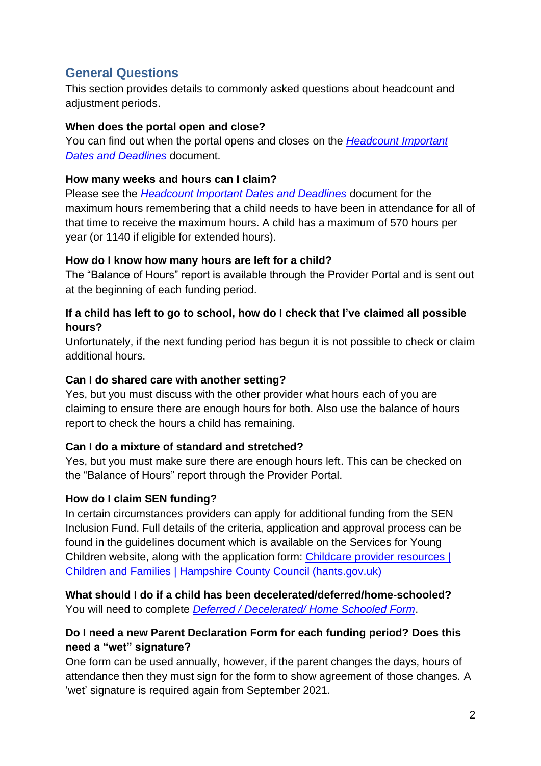## General Questions

This section provides details to commonly asked questions about headcount and adjustment periods.

**When does the portal open and close?**

You can find out when the portal opens and closes on the *Headcount Important Dates and Deadlines* document.

**How many weeks and hours can I claim?**

Please see the *Headcount Important Dates and Deadlines* document for the maximum hours remembering that a child needs to have been in attendance for all of that time to receive the maximum hours. A child has a maximum of 570 hours per year (or 1140 if eligible for extended hours).

**How do I know how many hours are left for a child?**

The "Balance of Hours" report is available through the Provider Portal and is sent out at the beginning of each funding period.

**If a child has left to go to school, how do I check that I've claimed all possible hours?**

Unfortunately, if the next funding period has begun it is not possible to check or claim additional hours.

**Can I do shared care with another setting?**

Yes, but you must discuss with the other provider what hours each of you are claiming to ensure there are enough hours for both. Also use the balance of hours report to check the hours a child has remaining.

**Can I do a mixture of standard and stretched?**

Yes, but you must make sure there are enough hours left. This can be checked on the "Balance of Hours" report through the Provider Portal.

**How do I claim SEN funding?**

In certain circumstances providers can apply for additional funding from the SEN Inclusion Fund. Full details of the criteria, application and approval process can be found in the guidelines document which is available on the Services for Young Children website, along with the application form: Childcare provider resources | Children and Families | Hampshire County Council (hants.gov.uk)

**What should I do if a child has been decelerated/deferred/home-schooled?**

You will need to complete *Deferred / Decelerated/ Home Schooled Form*.

**Do I need a new Parent Declaration Form for each funding period? Does this need a "wet" signature?**

One form can be used annually, however, if the parent changes the days, hours of attendance then they must sign for the form to show agreement of those changes. A 'wet' signature is required again from September 2021.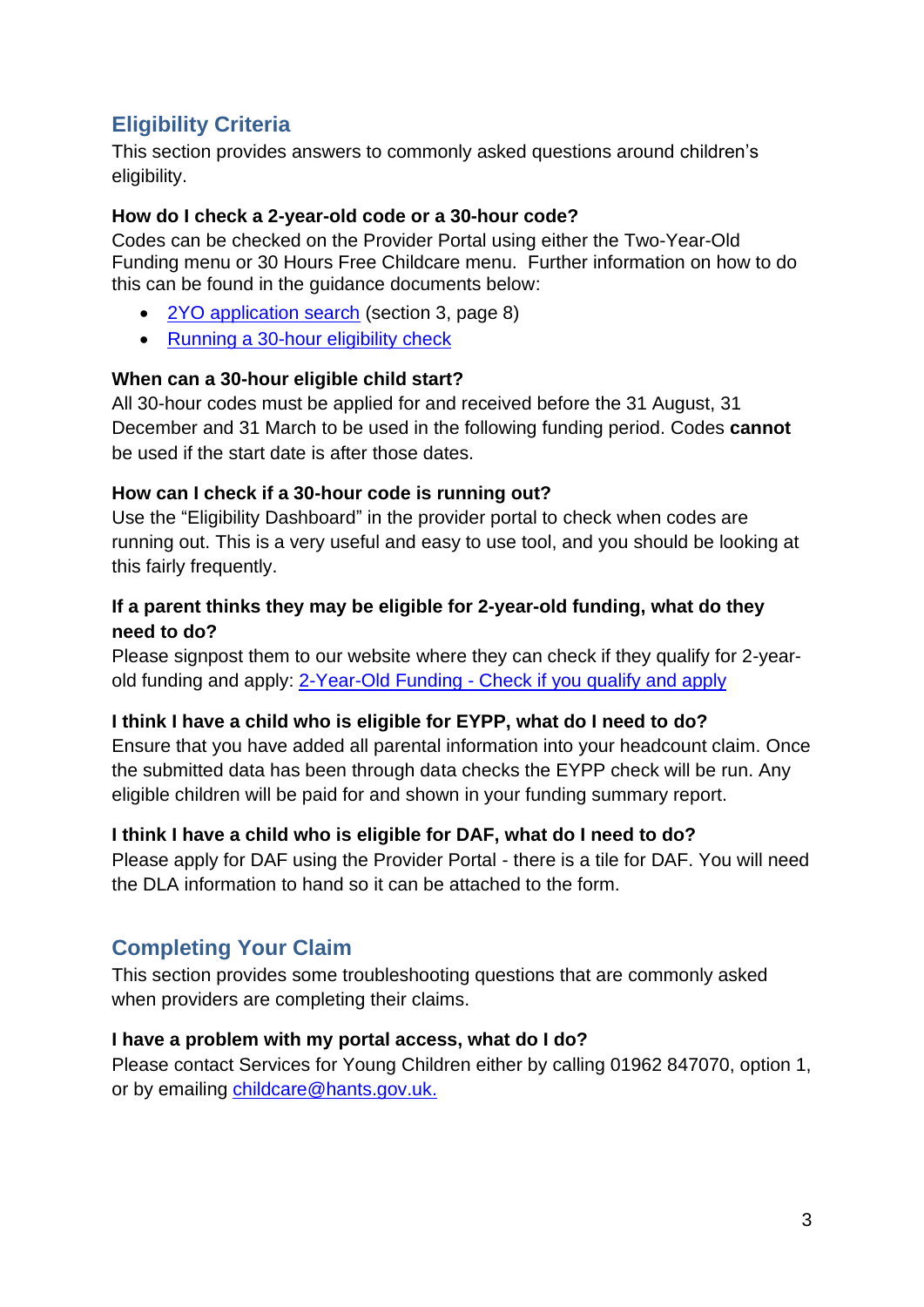## Eligibility Criteria

This section provides answers to commonly asked questions around children's eligibility.

**How do I check a 2-year-old code or a 30-hour code?**

Codes can be checked on the Provider Portal using either the Two-Year-Old Funding menu or 30 Hours Free Childcare menu. Further information on how to do this can be found in the guidance documents below:

- 2YO application search (section 3, page 8)
- Running a 30-hour eligibility check

**When can a 30-hour eligible child start?**

All 30-hour codes must be applied for and received before the 31 August, 31 December and 31 March to be used in the following funding period. Codes **cannot** be used if the start date is after those dates.

**How can I check if a 30-hour code is running out?**

Use the "Eligibility Dashboard" in the provider portal to check when codes are running out. This is a very useful and easy to use tool, and you should be looking at this fairly frequently.

**If a parent thinks they may be eligible for 2-year-old funding, what do they need to do?**

Please signpost them to our website where they can check if they qualify for 2-year-old funding and apply: 2-Year-Old Funding - Check if you qualify and apply

**I think I have a child who is eligible for EYPP, what do I need to do?**

Ensure that you have added all parental information into your headcount claim. Once the submitted data has been through data checks the EYPP check will be run. Any eligible children will be paid for and shown in your funding summary report.

**I think I have a child who is eligible for DAF, what do I need to do?**

Please apply for DAF using the Provider Portal - there is a tile for DAF. You will need the DLA information to hand so it can be attached to the form.

## Completing Your Claim

This section provides some troubleshooting questions that are commonly asked when providers are completing their claims.

**I have a problem with my portal access, what do I do?**

Please contact Services for Young Children either by calling 01962 847070, option 1, or by emailing childcare@hants.gov.uk.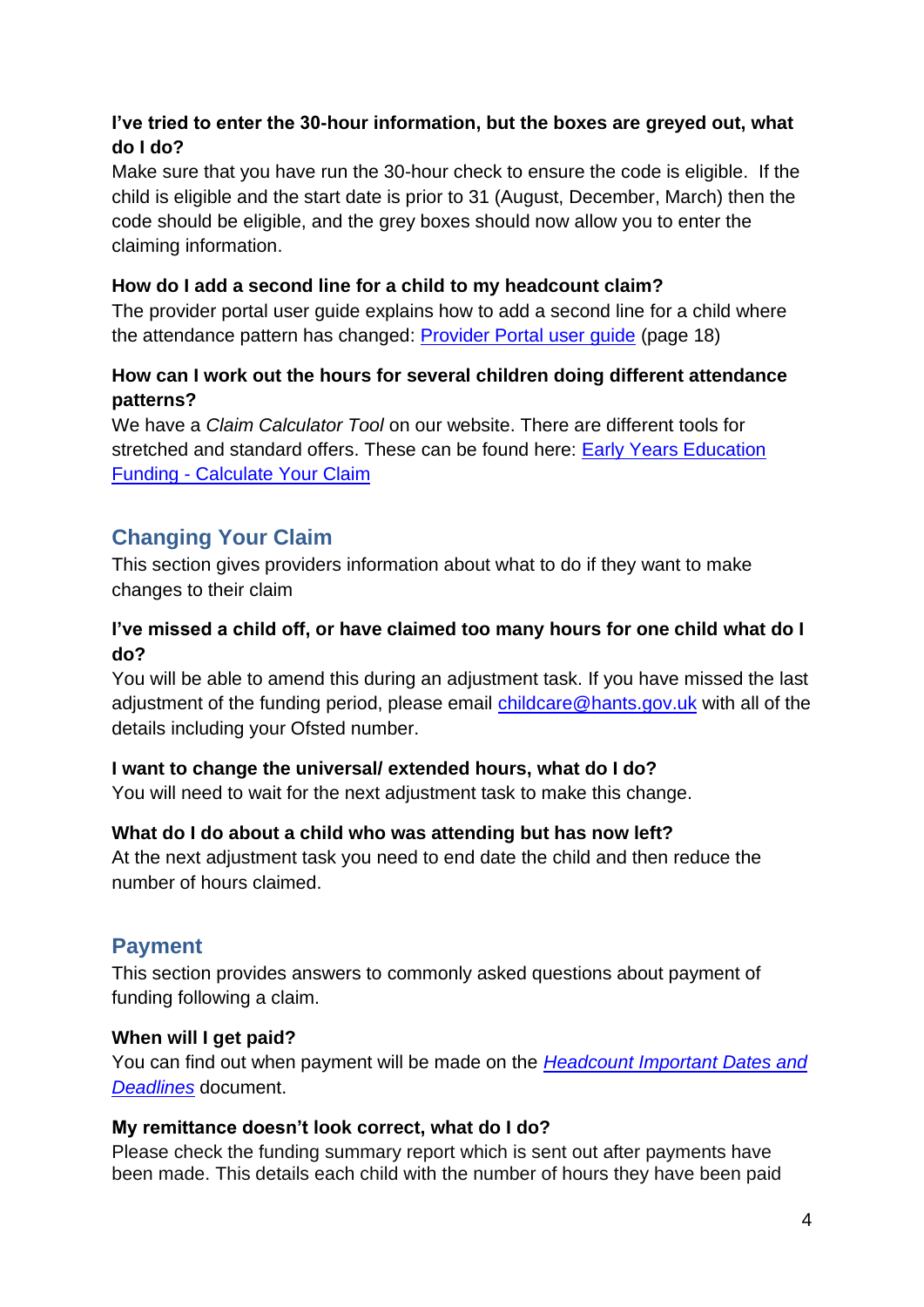**I've tried to enter the 30-hour information, but the boxes are greyed out, what do I do?**
Make sure that you have run the 30-hour check to ensure the code is eligible. If the child is eligible and the start date is prior to 31 (August, December, March) then the code should be eligible, and the grey boxes should now allow you to enter the claiming information.

**How do I add a second line for a child to my headcount claim?**
The provider portal user guide explains how to add a second line for a child where the attendance pattern has changed: [Provider Portal user guide]() (page 18)

**How can I work out the hours for several children doing different attendance patterns?**
We have a *Claim Calculator Tool* on our website. There are different tools for stretched and standard offers. These can be found here: [Early Years Education Funding - Calculate Your Claim]()

## Changing Your Claim

This section gives providers information about what to do if they want to make changes to their claim

**I've missed a child off, or have claimed too many hours for one child what do I do?**
You will be able to amend this during an adjustment task. If you have missed the last adjustment of the funding period, please email [childcare@hants.gov.uk](mailto:childcare@hants.gov.uk) with all of the details including your Ofsted number.

**I want to change the universal/ extended hours, what do I do?**
You will need to wait for the next adjustment task to make this change.

**What do I do about a child who was attending but has now left?**
At the next adjustment task you need to end date the child and then reduce the number of hours claimed.

## Payment

This section provides answers to commonly asked questions about payment of funding following a claim.

**When will I get paid?**
You can find out when payment will be made on the [*Headcount Important Dates and Deadlines*]() document.

**My remittance doesn't look correct, what do I do?**
Please check the funding summary report which is sent out after payments have been made. This details each child with the number of hours they have been paid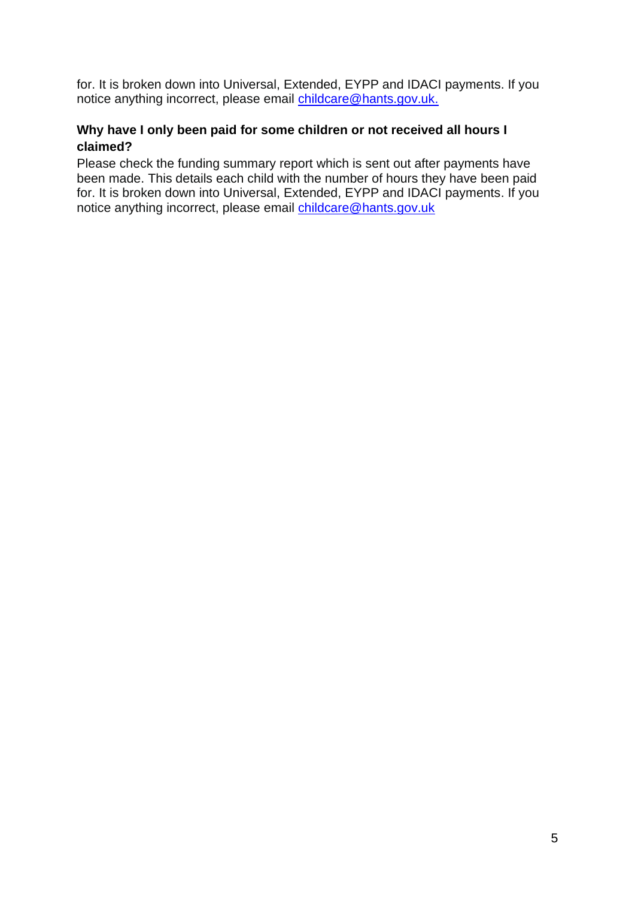for. It is broken down into Universal, Extended, EYPP and IDACI payments. If you notice anything incorrect, please email [childcare@hants.gov.uk.](mailto:childcare@hants.gov.uk)

**Why have I only been paid for some children or not received all hours I claimed?**

Please check the funding summary report which is sent out after payments have been made. This details each child with the number of hours they have been paid for. It is broken down into Universal, Extended, EYPP and IDACI payments. If you notice anything incorrect, please email [childcare@hants.gov.uk](mailto:childcare@hants.gov.uk)